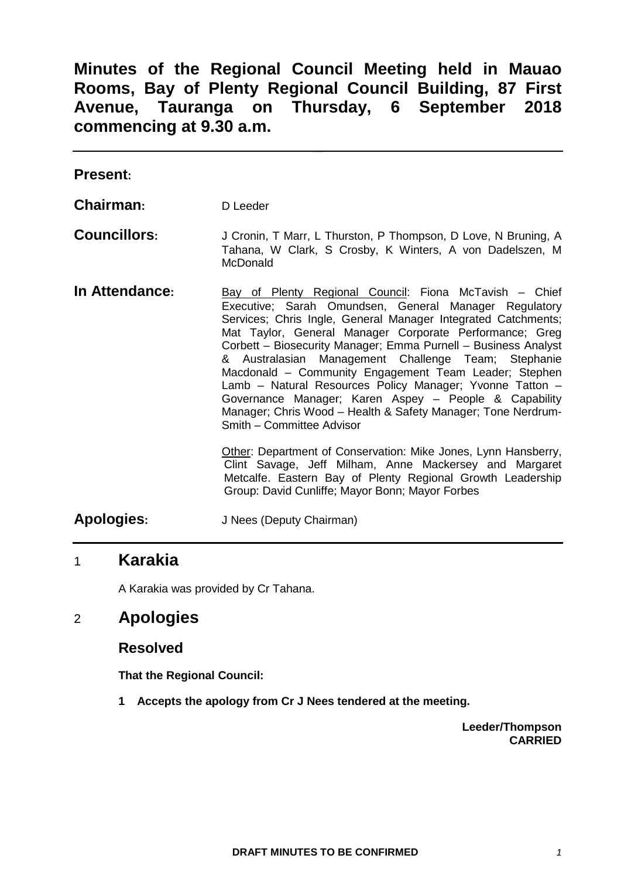# Minutes of the Regional Council Meeting held in Mauao Rooms, Bay of Plenty Regional Council Building, 87 First Avenue, Tauranga on Thursday, 6 September 2018 commencing at 9.30 a.m.

---

**Present:**

**Chairman:** D Leeder

**Councillors:** J Cronin, T Marr, L Thurston, P Thompson, D Love, N Bruning, A Tahana, W Clark, S Crosby, K Winters, A von Dadelszen, M McDonald

**In Attendance:** Bay of Plenty Regional Council: Fiona McTavish – Chief Executive; Sarah Omundsen, General Manager Regulatory Services; Chris Ingle, General Manager Integrated Catchments; Mat Taylor, General Manager Corporate Performance; Greg Corbett – Biosecurity Manager; Emma Purnell – Business Analyst & Australasian Management Challenge Team; Stephanie Macdonald – Community Engagement Team Leader; Stephen Lamb – Natural Resources Policy Manager; Yvonne Tatton – Governance Manager; Karen Aspey – People & Capability Manager; Chris Wood – Health & Safety Manager; Tone Nerdrum-Smith – Committee Advisor

Other: Department of Conservation: Mike Jones, Lynn Hansberry, Clint Savage, Jeff Milham, Anne Mackersey and Margaret Metcalfe. Eastern Bay of Plenty Regional Growth Leadership Group: David Cunliffe; Mayor Bonn; Mayor Forbes

**Apologies:** J Nees (Deputy Chairman)

---

## 1 Karakia

A Karakia was provided by Cr Tahana.

## 2 Apologies

### Resolved

**That the Regional Council:**

**1 Accepts the apology from Cr J Nees tendered at the meeting.**

**Leeder/Thompson**
**CARRIED**

DRAFT MINUTES TO BE CONFIRMED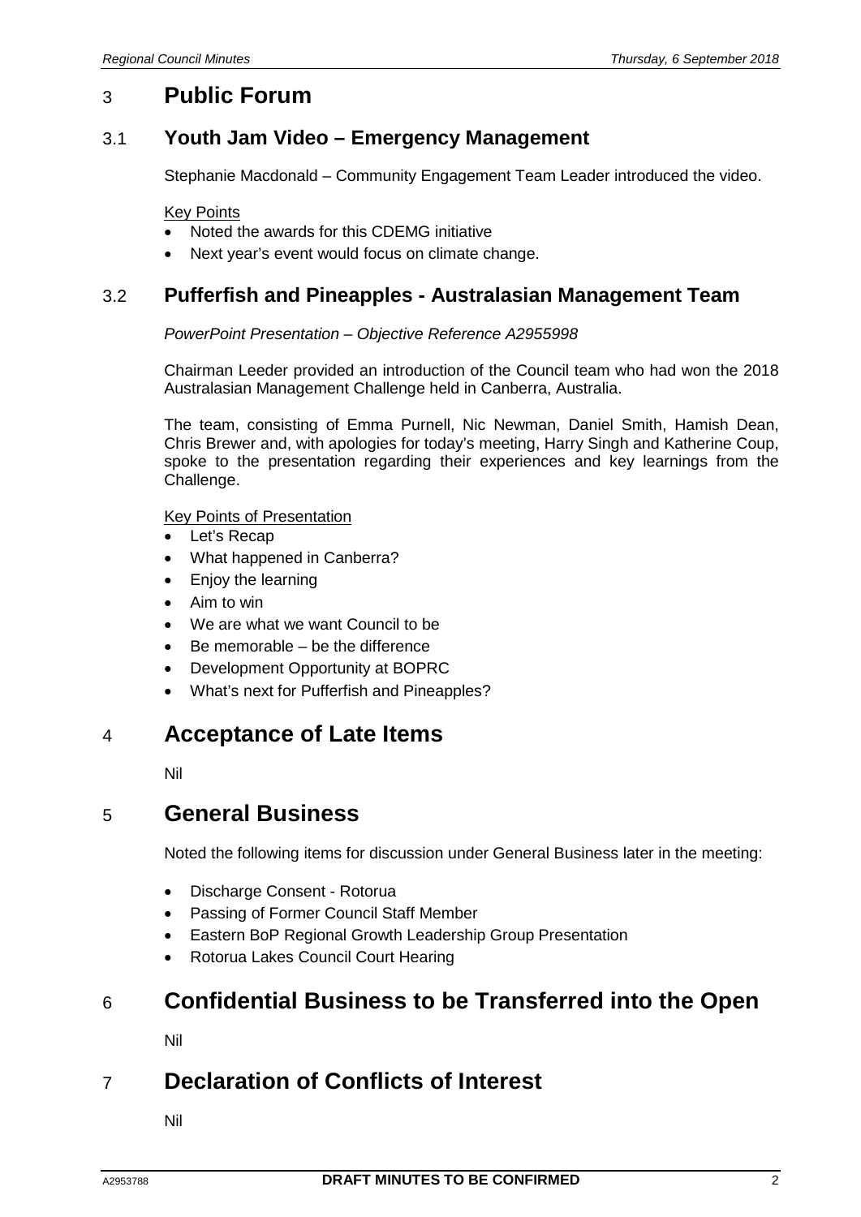# 3 Public Forum

## 3.1 Youth Jam Video – Emergency Management

Stephanie Macdonald – Community Engagement Team Leader introduced the video.

Key Points

- Noted the awards for this CDEMG initiative
- Next year's event would focus on climate change.

## 3.2 Pufferfish and Pineapples - Australasian Management Team

*PowerPoint Presentation – Objective Reference A2955998*

Chairman Leeder provided an introduction of the Council team who had won the 2018 Australasian Management Challenge held in Canberra, Australia.

The team, consisting of Emma Purnell, Nic Newman, Daniel Smith, Hamish Dean, Chris Brewer and, with apologies for today's meeting, Harry Singh and Katherine Coup, spoke to the presentation regarding their experiences and key learnings from the Challenge.

Key Points of Presentation

- Let's Recap
- What happened in Canberra?
- Enjoy the learning
- Aim to win
- We are what we want Council to be
- Be memorable – be the difference
- Development Opportunity at BOPRC
- What's next for Pufferfish and Pineapples?

# 4 Acceptance of Late Items

Nil

# 5 General Business

Noted the following items for discussion under General Business later in the meeting:

- Discharge Consent - Rotorua
- Passing of Former Council Staff Member
- Eastern BoP Regional Growth Leadership Group Presentation
- Rotorua Lakes Council Court Hearing

# 6 Confidential Business to be Transferred into the Open

Nil

# 7 Declaration of Conflicts of Interest

Nil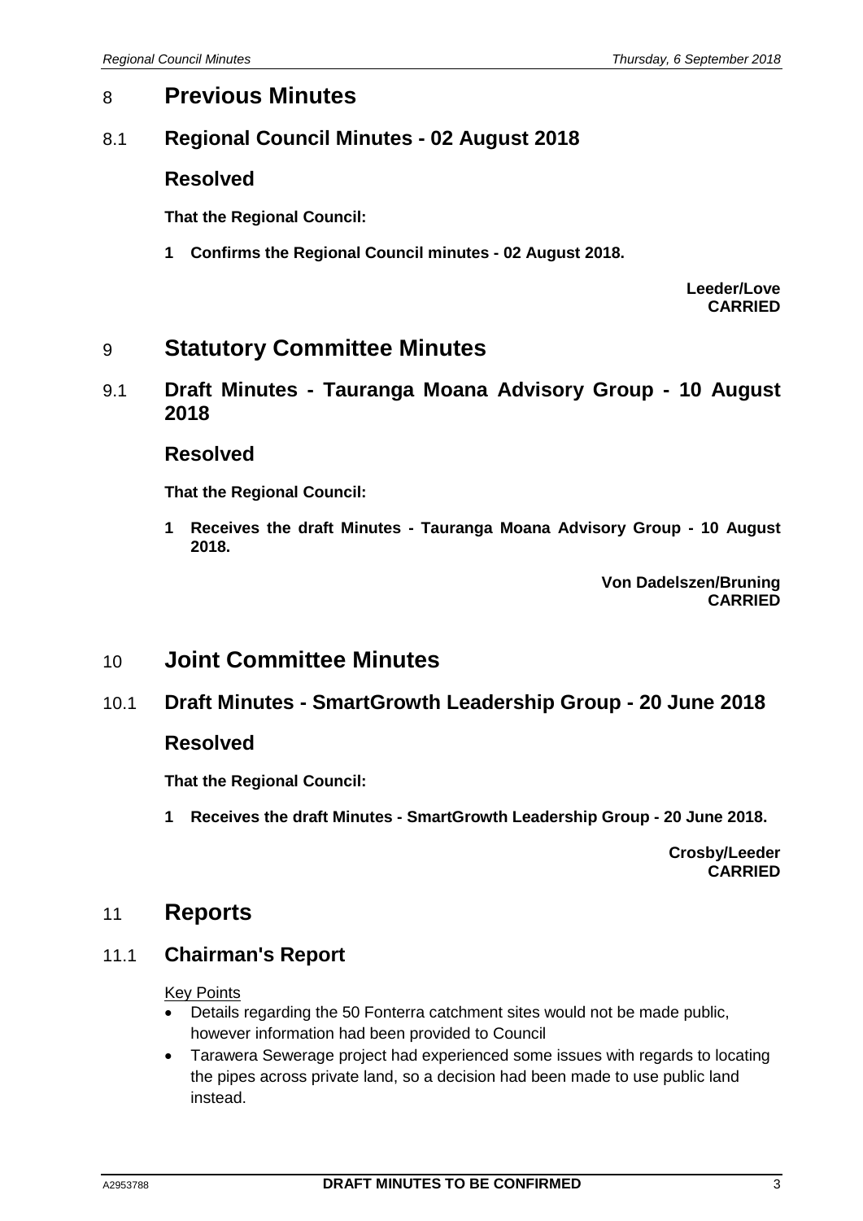## 8 Previous Minutes

### 8.1 Regional Council Minutes - 02 August 2018

### Resolved

**That the Regional Council:**

**1 Confirms the Regional Council minutes - 02 August 2018.**

**Leeder/Love**
**CARRIED**

## 9 Statutory Committee Minutes

### 9.1 Draft Minutes - Tauranga Moana Advisory Group - 10 August 2018

### Resolved

**That the Regional Council:**

**1 Receives the draft Minutes - Tauranga Moana Advisory Group - 10 August 2018.**

**Von Dadelszen/Bruning**
**CARRIED**

## 10 Joint Committee Minutes

### 10.1 Draft Minutes - SmartGrowth Leadership Group - 20 June 2018

### Resolved

**That the Regional Council:**

**1 Receives the draft Minutes - SmartGrowth Leadership Group - 20 June 2018.**

**Crosby/Leeder**
**CARRIED**

## 11 Reports

### 11.1 Chairman's Report

Key Points

- Details regarding the 50 Fonterra catchment sites would not be made public, however information had been provided to Council
- Tarawera Sewerage project had experienced some issues with regards to locating the pipes across private land, so a decision had been made to use public land instead.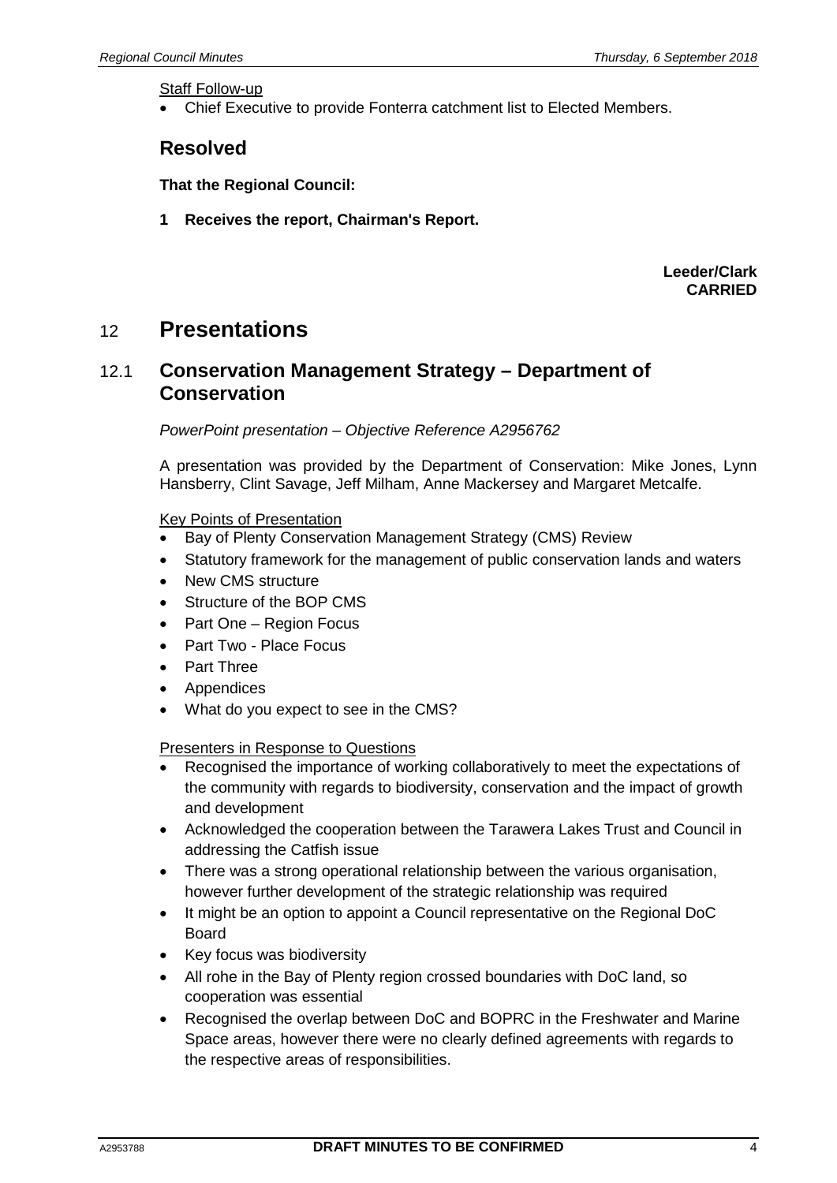Staff Follow-up

- Chief Executive to provide Fonterra catchment list to Elected Members.

## Resolved

**That the Regional Council:**

**1 Receives the report, Chairman's Report.**

**Leeder/Clark**
**CARRIED**

# 12 Presentations

## 12.1 Conservation Management Strategy – Department of Conservation

*PowerPoint presentation – Objective Reference A2956762*

A presentation was provided by the Department of Conservation: Mike Jones, Lynn Hansberry, Clint Savage, Jeff Milham, Anne Mackersey and Margaret Metcalfe.

Key Points of Presentation

- Bay of Plenty Conservation Management Strategy (CMS) Review
- Statutory framework for the management of public conservation lands and waters
- New CMS structure
- Structure of the BOP CMS
- Part One – Region Focus
- Part Two - Place Focus
- Part Three
- Appendices
- What do you expect to see in the CMS?

Presenters in Response to Questions

- Recognised the importance of working collaboratively to meet the expectations of the community with regards to biodiversity, conservation and the impact of growth and development
- Acknowledged the cooperation between the Tarawera Lakes Trust and Council in addressing the Catfish issue
- There was a strong operational relationship between the various organisation, however further development of the strategic relationship was required
- It might be an option to appoint a Council representative on the Regional DoC Board
- Key focus was biodiversity
- All rohe in the Bay of Plenty region crossed boundaries with DoC land, so cooperation was essential
- Recognised the overlap between DoC and BOPRC in the Freshwater and Marine Space areas, however there were no clearly defined agreements with regards to the respective areas of responsibilities.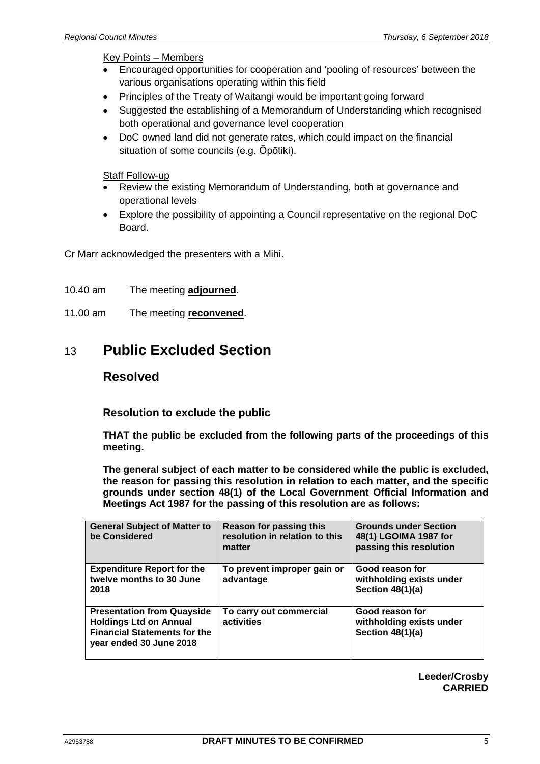Key Points – Members

- Encouraged opportunities for cooperation and 'pooling of resources' between the various organisations operating within this field
- Principles of the Treaty of Waitangi would be important going forward
- Suggested the establishing of a Memorandum of Understanding which recognised both operational and governance level cooperation
- DoC owned land did not generate rates, which could impact on the financial situation of some councils (e.g. Ōpōtiki).

Staff Follow-up

- Review the existing Memorandum of Understanding, both at governance and operational levels
- Explore the possibility of appointing a Council representative on the regional DoC Board.

Cr Marr acknowledged the presenters with a Mihi.

10.40 am The meeting **adjourned**.

11.00 am The meeting **reconvened**.

# 13 Public Excluded Section

## Resolved

### Resolution to exclude the public

**THAT the public be excluded from the following parts of the proceedings of this meeting.**

**The general subject of each matter to be considered while the public is excluded, the reason for passing this resolution in relation to each matter, and the specific grounds under section 48(1) of the Local Government Official Information and Meetings Act 1987 for the passing of this resolution are as follows:**

| General Subject of Matter to be Considered | Reason for passing this resolution in relation to this matter | Grounds under Section 48(1) LGOIMA 1987 for passing this resolution |
|---|---|---|
| **Expenditure Report for the twelve months to 30 June 2018** | **To prevent improper gain or advantage** | **Good reason for withholding exists under Section 48(1)(a)** |
| **Presentation from Quayside Holdings Ltd on Annual Financial Statements for the year ended 30 June 2018** | **To carry out commercial activities** | **Good reason for withholding exists under Section 48(1)(a)** |

**Leeder/Crosby**
**CARRIED**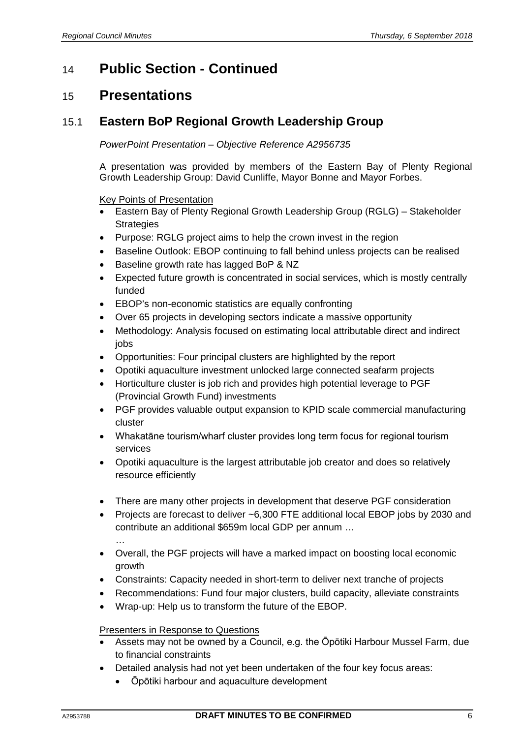# 14 Public Section - Continued

# 15 Presentations

## 15.1 Eastern BoP Regional Growth Leadership Group

*PowerPoint Presentation – Objective Reference A2956735*

A presentation was provided by members of the Eastern Bay of Plenty Regional Growth Leadership Group: David Cunliffe, Mayor Bonne and Mayor Forbes.

<u>Key Points of Presentation</u>

- Eastern Bay of Plenty Regional Growth Leadership Group (RGLG) – Stakeholder Strategies
- Purpose: RGLG project aims to help the crown invest in the region
- Baseline Outlook: EBOP continuing to fall behind unless projects can be realised
- Baseline growth rate has lagged BoP & NZ
- Expected future growth is concentrated in social services, which is mostly centrally funded
- EBOP's non-economic statistics are equally confronting
- Over 65 projects in developing sectors indicate a massive opportunity
- Methodology: Analysis focused on estimating local attributable direct and indirect jobs
- Opportunities: Four principal clusters are highlighted by the report
- Opotiki aquaculture investment unlocked large connected seafarm projects
- Horticulture cluster is job rich and provides high potential leverage to PGF (Provincial Growth Fund) investments
- PGF provides valuable output expansion to KPID scale commercial manufacturing cluster
- Whakatāne tourism/wharf cluster provides long term focus for regional tourism services
- Opotiki aquaculture is the largest attributable job creator and does so relatively resource efficiently
- There are many other projects in development that deserve PGF consideration
- Projects are forecast to deliver ~6,300 FTE additional local EBOP jobs by 2030 and contribute an additional $659m local GDP per annum …

  …
- Overall, the PGF projects will have a marked impact on boosting local economic growth
- Constraints: Capacity needed in short-term to deliver next tranche of projects
- Recommendations: Fund four major clusters, build capacity, alleviate constraints
- Wrap-up: Help us to transform the future of the EBOP.

<u>Presenters in Response to Questions</u>

- Assets may not be owned by a Council, e.g. the Ōpōtiki Harbour Mussel Farm, due to financial constraints
- Detailed analysis had not yet been undertaken of the four key focus areas:
  - Ōpōtiki harbour and aquaculture development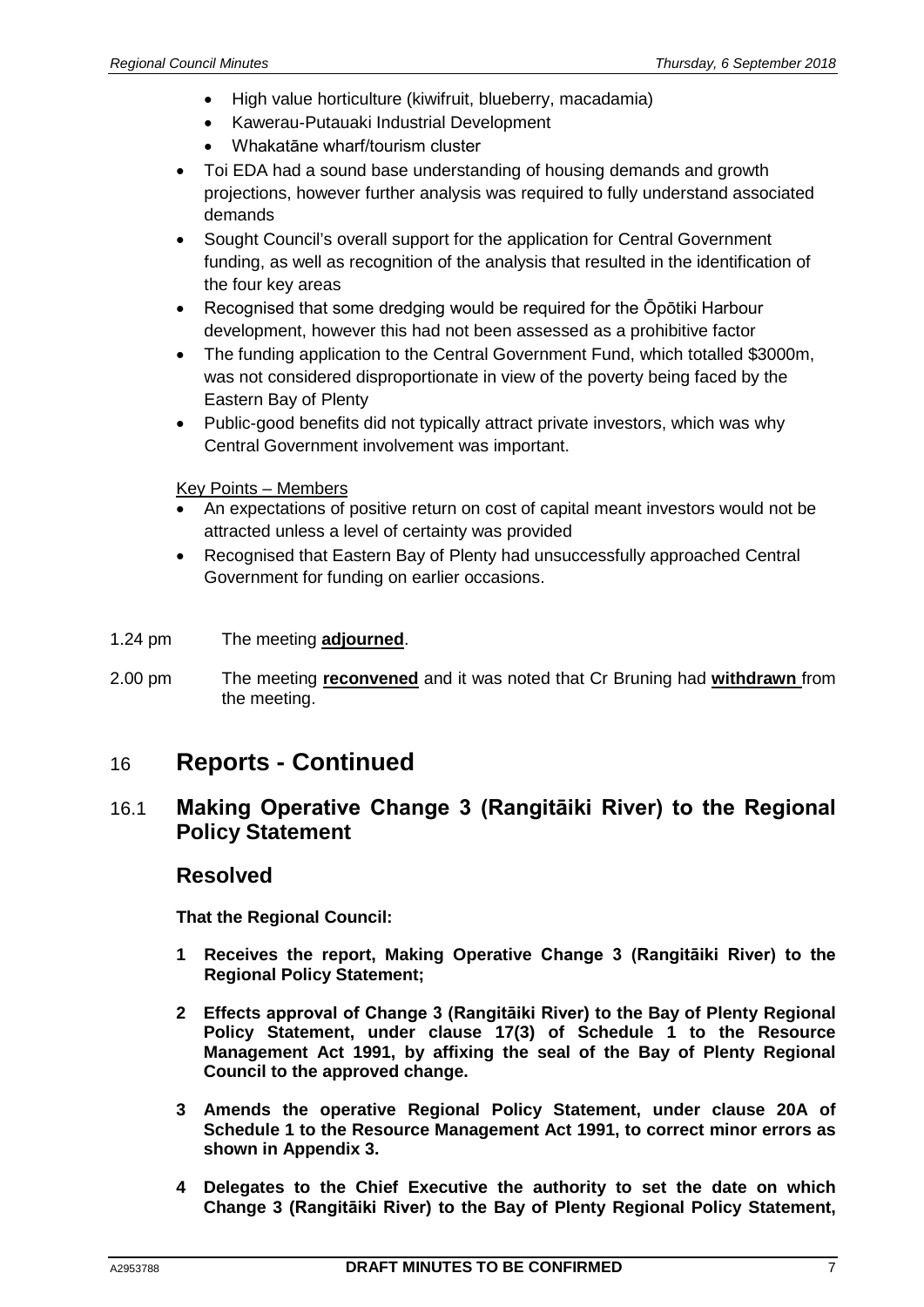- High value horticulture (kiwifruit, blueberry, macadamia)
  - Kawerau-Putauaki Industrial Development
  - Whakatāne wharf/tourism cluster
- Toi EDA had a sound base understanding of housing demands and growth projections, however further analysis was required to fully understand associated demands
- Sought Council's overall support for the application for Central Government funding, as well as recognition of the analysis that resulted in the identification of the four key areas
- Recognised that some dredging would be required for the Ōpōtiki Harbour development, however this had not been assessed as a prohibitive factor
- The funding application to the Central Government Fund, which totalled $3000m, was not considered disproportionate in view of the poverty being faced by the Eastern Bay of Plenty
- Public-good benefits did not typically attract private investors, which was why Central Government involvement was important.

Key Points – Members

- An expectations of positive return on cost of capital meant investors would not be attracted unless a level of certainty was provided
- Recognised that Eastern Bay of Plenty had unsuccessfully approached Central Government for funding on earlier occasions.

1.24 pm The meeting **adjourned**.

2.00 pm The meeting **reconvened** and it was noted that Cr Bruning had **withdrawn** from the meeting.

# 16 Reports - Continued

## 16.1 Making Operative Change 3 (Rangitāiki River) to the Regional Policy Statement

### Resolved

**That the Regional Council:**

**1 Receives the report, Making Operative Change 3 (Rangitāiki River) to the Regional Policy Statement;**

**2 Effects approval of Change 3 (Rangitāiki River) to the Bay of Plenty Regional Policy Statement, under clause 17(3) of Schedule 1 to the Resource Management Act 1991, by affixing the seal of the Bay of Plenty Regional Council to the approved change.**

**3 Amends the operative Regional Policy Statement, under clause 20A of Schedule 1 to the Resource Management Act 1991, to correct minor errors as shown in Appendix 3.**

**4 Delegates to the Chief Executive the authority to set the date on which Change 3 (Rangitāiki River) to the Bay of Plenty Regional Policy Statement,**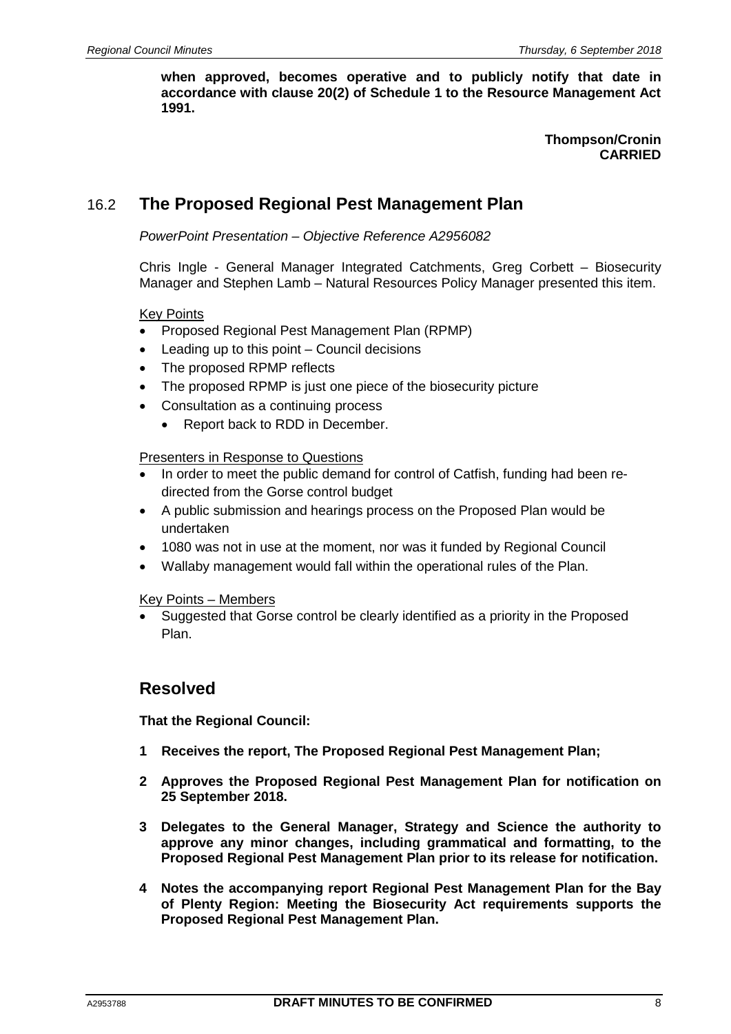**when approved, becomes operative and to publicly notify that date in accordance with clause 20(2) of Schedule 1 to the Resource Management Act 1991.**

**Thompson/Cronin**
**CARRIED**

## 16.2 The Proposed Regional Pest Management Plan

*PowerPoint Presentation – Objective Reference A2956082*

Chris Ingle - General Manager Integrated Catchments, Greg Corbett – Biosecurity Manager and Stephen Lamb – Natural Resources Policy Manager presented this item.

Key Points

- Proposed Regional Pest Management Plan (RPMP)
- Leading up to this point – Council decisions
- The proposed RPMP reflects
- The proposed RPMP is just one piece of the biosecurity picture
- Consultation as a continuing process
  - Report back to RDD in December.

Presenters in Response to Questions

- In order to meet the public demand for control of Catfish, funding had been re-directed from the Gorse control budget
- A public submission and hearings process on the Proposed Plan would be undertaken
- 1080 was not in use at the moment, nor was it funded by Regional Council
- Wallaby management would fall within the operational rules of the Plan.

Key Points – Members

- Suggested that Gorse control be clearly identified as a priority in the Proposed Plan.

## Resolved

**That the Regional Council:**

**1 Receives the report, The Proposed Regional Pest Management Plan;**

**2 Approves the Proposed Regional Pest Management Plan for notification on 25 September 2018.**

**3 Delegates to the General Manager, Strategy and Science the authority to approve any minor changes, including grammatical and formatting, to the Proposed Regional Pest Management Plan prior to its release for notification.**

**4 Notes the accompanying report Regional Pest Management Plan for the Bay of Plenty Region: Meeting the Biosecurity Act requirements supports the Proposed Regional Pest Management Plan.**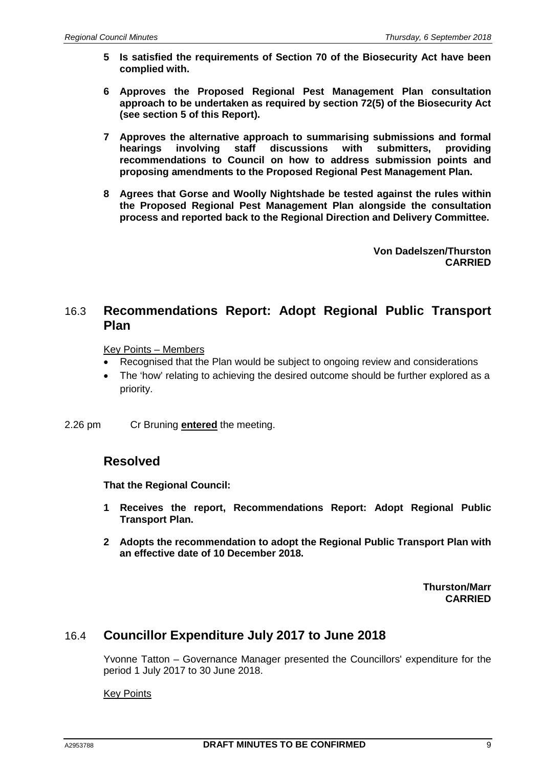**5 Is satisfied the requirements of Section 70 of the Biosecurity Act have been complied with.**

**6 Approves the Proposed Regional Pest Management Plan consultation approach to be undertaken as required by section 72(5) of the Biosecurity Act (see section 5 of this Report).**

**7 Approves the alternative approach to summarising submissions and formal hearings involving staff discussions with submitters, providing recommendations to Council on how to address submission points and proposing amendments to the Proposed Regional Pest Management Plan.**

**8 Agrees that Gorse and Woolly Nightshade be tested against the rules within the Proposed Regional Pest Management Plan alongside the consultation process and reported back to the Regional Direction and Delivery Committee.**

**Von Dadelszen/Thurston**
**CARRIED**

## 16.3 Recommendations Report: Adopt Regional Public Transport Plan

Key Points – Members

- Recognised that the Plan would be subject to ongoing review and considerations
- The 'how' relating to achieving the desired outcome should be further explored as a priority.

2.26 pm Cr Bruning **entered** the meeting.

## Resolved

**That the Regional Council:**

**1 Receives the report, Recommendations Report: Adopt Regional Public Transport Plan.**

**2 Adopts the recommendation to adopt the Regional Public Transport Plan with an effective date of 10 December 2018.**

**Thurston/Marr**
**CARRIED**

## 16.4 Councillor Expenditure July 2017 to June 2018

Yvonne Tatton – Governance Manager presented the Councillors' expenditure for the period 1 July 2017 to 30 June 2018.

Key Points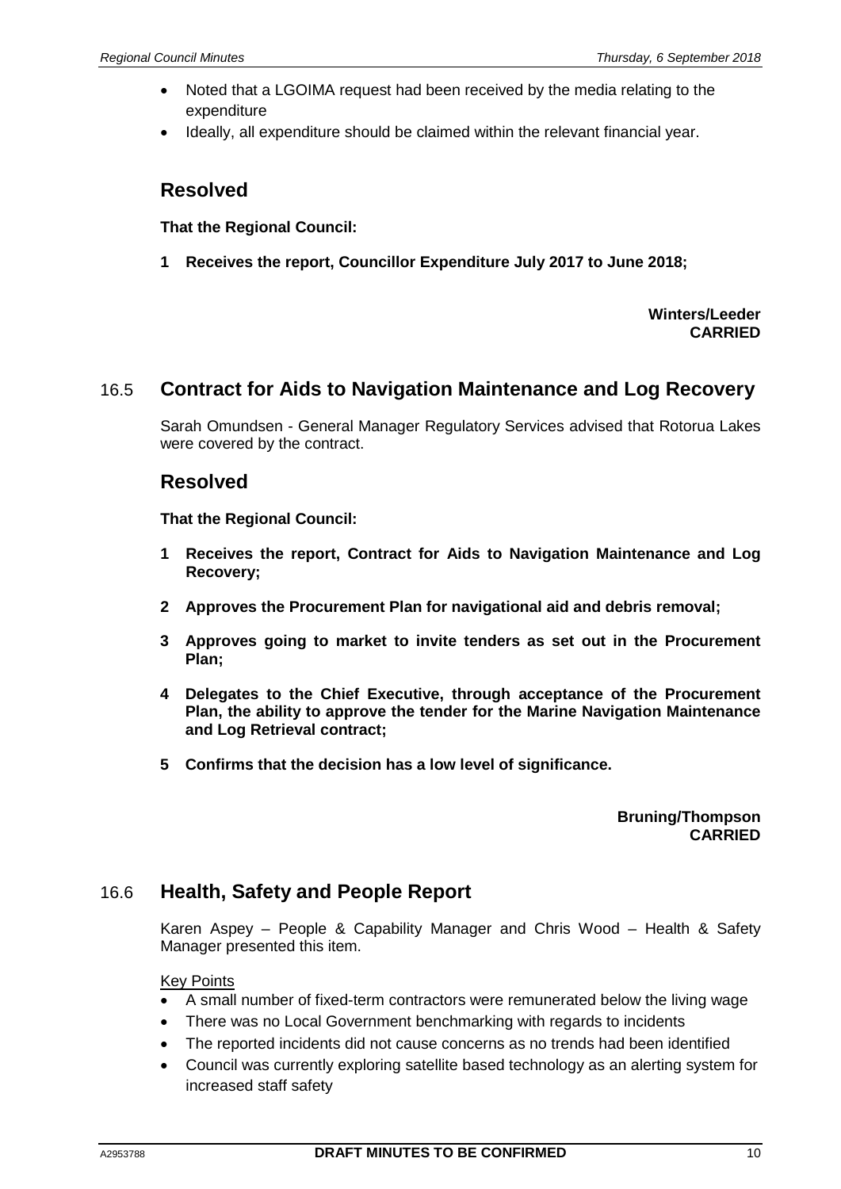- Noted that a LGOIMA request had been received by the media relating to the expenditure
- Ideally, all expenditure should be claimed within the relevant financial year.

## Resolved

**That the Regional Council:**

**1 Receives the report, Councillor Expenditure July 2017 to June 2018;**

**Winters/Leeder**
**CARRIED**

## 16.5 Contract for Aids to Navigation Maintenance and Log Recovery

Sarah Omundsen - General Manager Regulatory Services advised that Rotorua Lakes were covered by the contract.

## Resolved

**That the Regional Council:**

**1 Receives the report, Contract for Aids to Navigation Maintenance and Log Recovery;**

**2 Approves the Procurement Plan for navigational aid and debris removal;**

**3 Approves going to market to invite tenders as set out in the Procurement Plan;**

**4 Delegates to the Chief Executive, through acceptance of the Procurement Plan, the ability to approve the tender for the Marine Navigation Maintenance and Log Retrieval contract;**

**5 Confirms that the decision has a low level of significance.**

**Bruning/Thompson**
**CARRIED**

## 16.6 Health, Safety and People Report

Karen Aspey – People & Capability Manager and Chris Wood – Health & Safety Manager presented this item.

Key Points

- A small number of fixed-term contractors were remunerated below the living wage
- There was no Local Government benchmarking with regards to incidents
- The reported incidents did not cause concerns as no trends had been identified
- Council was currently exploring satellite based technology as an alerting system for increased staff safety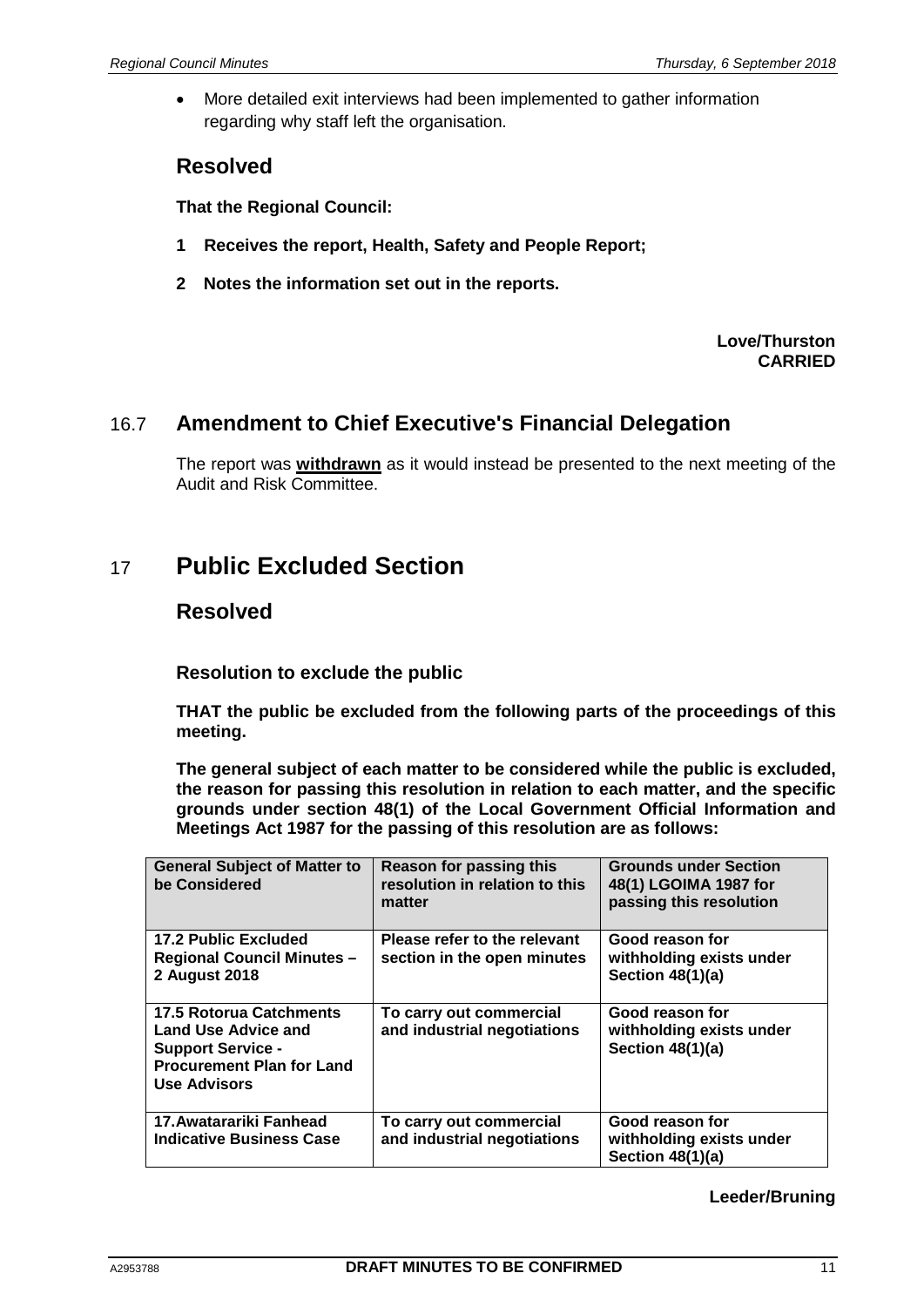- More detailed exit interviews had been implemented to gather information regarding why staff left the organisation.

## Resolved

**That the Regional Council:**

**1 Receives the report, Health, Safety and People Report;**

**2 Notes the information set out in the reports.**

**Love/Thurston**
**CARRIED**

## 16.7 Amendment to Chief Executive's Financial Delegation

The report was **withdrawn** as it would instead be presented to the next meeting of the Audit and Risk Committee.

# 17 Public Excluded Section

## Resolved

### Resolution to exclude the public

**THAT the public be excluded from the following parts of the proceedings of this meeting.**

**The general subject of each matter to be considered while the public is excluded, the reason for passing this resolution in relation to each matter, and the specific grounds under section 48(1) of the Local Government Official Information and Meetings Act 1987 for the passing of this resolution are as follows:**

| General Subject of Matter to be Considered | Reason for passing this resolution in relation to this matter | Grounds under Section 48(1) LGOIMA 1987 for passing this resolution |
|---|---|---|
| 17.2 Public Excluded Regional Council Minutes – 2 August 2018 | Please refer to the relevant section in the open minutes | Good reason for withholding exists under Section 48(1)(a) |
| 17.5 Rotorua Catchments Land Use Advice and Support Service - Procurement Plan for Land Use Advisors | To carry out commercial and industrial negotiations | Good reason for withholding exists under Section 48(1)(a) |
| 17.Awatarariki Fanhead Indicative Business Case | To carry out commercial and industrial negotiations | Good reason for withholding exists under Section 48(1)(a) |

**Leeder/Bruning**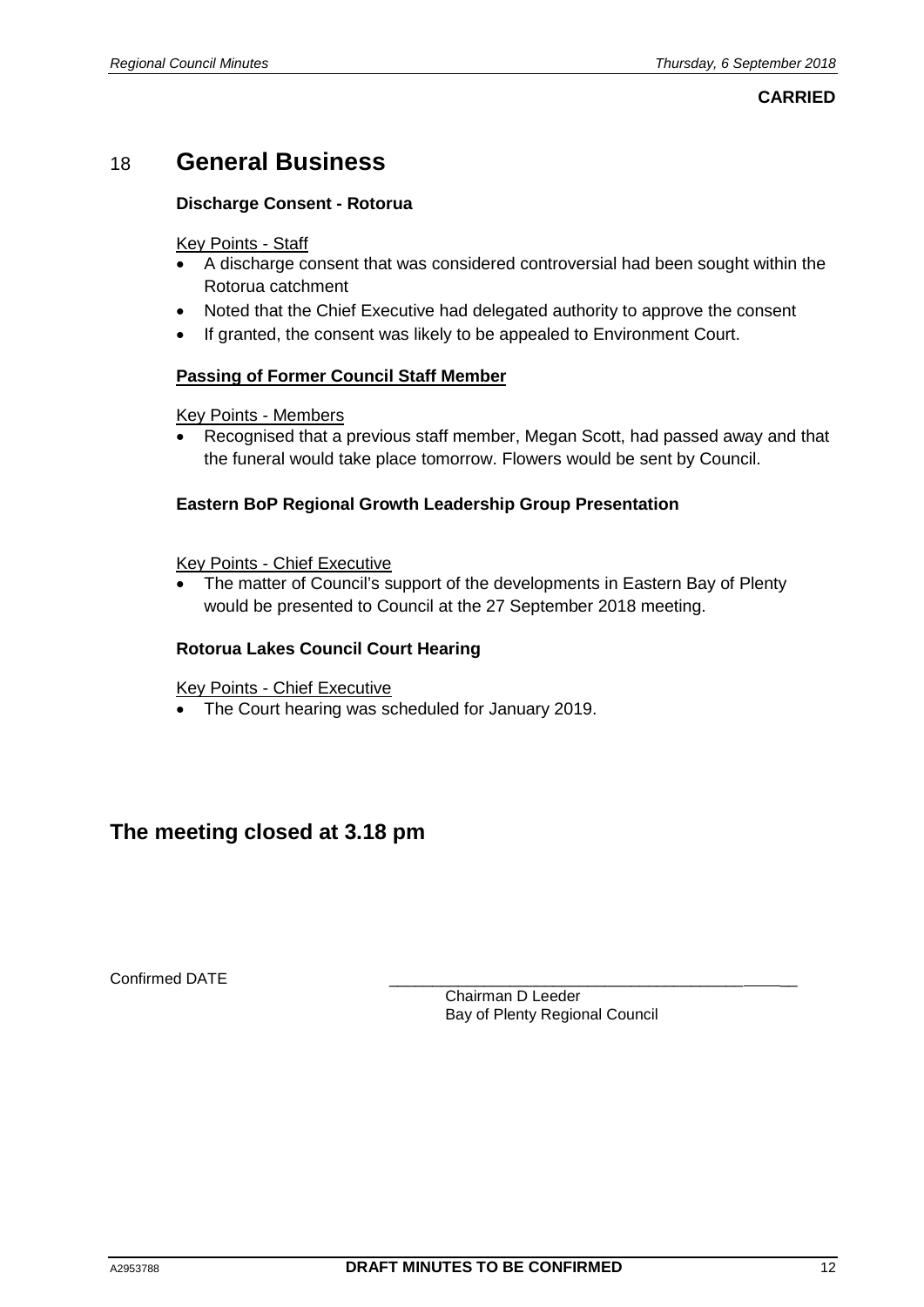**CARRIED**

## 18 General Business

### Discharge Consent - Rotorua

Key Points - Staff

- A discharge consent that was considered controversial had been sought within the Rotorua catchment
- Noted that the Chief Executive had delegated authority to approve the consent
- If granted, the consent was likely to be appealed to Environment Court.

### Passing of Former Council Staff Member

Key Points - Members

- Recognised that a previous staff member, Megan Scott, had passed away and that the funeral would take place tomorrow. Flowers would be sent by Council.

### Eastern BoP Regional Growth Leadership Group Presentation

Key Points - Chief Executive

- The matter of Council's support of the developments in Eastern Bay of Plenty would be presented to Council at the 27 September 2018 meeting.

### Rotorua Lakes Council Court Hearing

Key Points - Chief Executive

- The Court hearing was scheduled for January 2019.

## The meeting closed at 3.18 pm

Confirmed DATE ____________________________________________

Chairman D Leeder
Bay of Plenty Regional Council

DRAFT MINUTES TO BE CONFIRMED